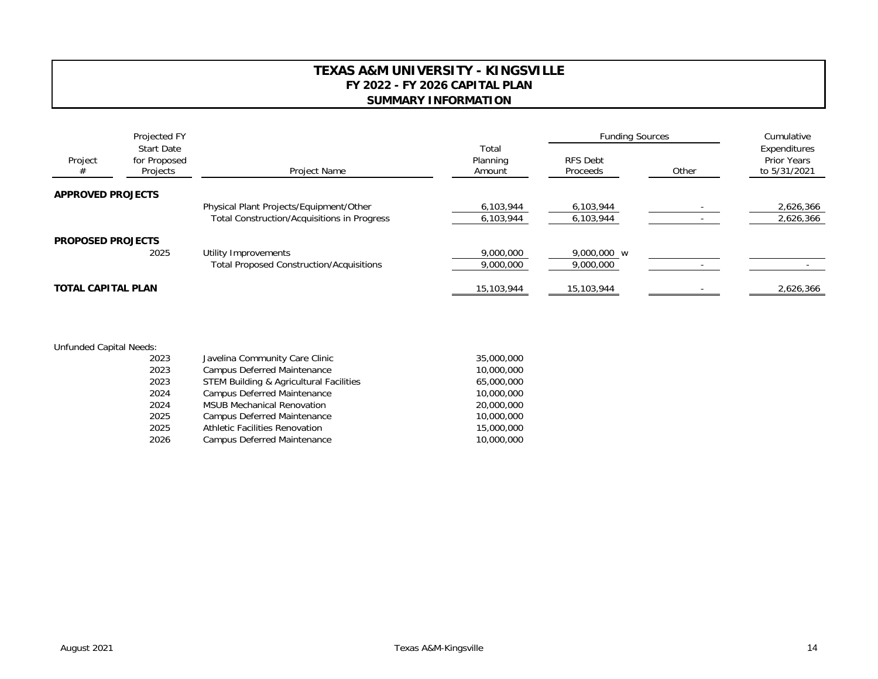# TEXAS A&M UNIVERSITY - KINGSVILLE
## FY 2022 - FY 2026 CAPITAL PLAN
### SUMMARY INFORMATION

| Project # | Projected FY Start Date for Proposed Projects | Project Name | Total Planning Amount | Funding Sources | | Cumulative Expenditures Prior Years to 5/31/2021 |
|---|---|---|---|---|---|---|
| | | | | RFS Debt Proceeds | Other | |
| **APPROVED PROJECTS** | | | | | | |
| | | Physical Plant Projects/Equipment/Other | 6,103,944 | 6,103,944 | - | 2,626,366 |
| | | Total Construction/Acquisitions in Progress | 6,103,944 | 6,103,944 | - | 2,626,366 |
| **PROPOSED PROJECTS** | | | | | | |
| | 2025 | Utility Improvements | 9,000,000 | 9,000,000 w | | |
| | | Total Proposed Construction/Acquisitions | 9,000,000 | 9,000,000 | - | - |
| **TOTAL CAPITAL PLAN** | | | 15,103,944 | 15,103,944 | - | 2,626,366 |

Unfunded Capital Needs:

| Year | Project Name | Amount |
|---|---|---|
| 2023 | Javelina Community Care Clinic | 35,000,000 |
| 2023 | Campus Deferred Maintenance | 10,000,000 |
| 2023 | STEM Building & Agricultural Facilities | 65,000,000 |
| 2024 | Campus Deferred Maintenance | 10,000,000 |
| 2024 | MSUB Mechanical Renovation | 20,000,000 |
| 2025 | Campus Deferred Maintenance | 10,000,000 |
| 2025 | Athletic Facilities Renovation | 15,000,000 |
| 2026 | Campus Deferred Maintenance | 10,000,000 |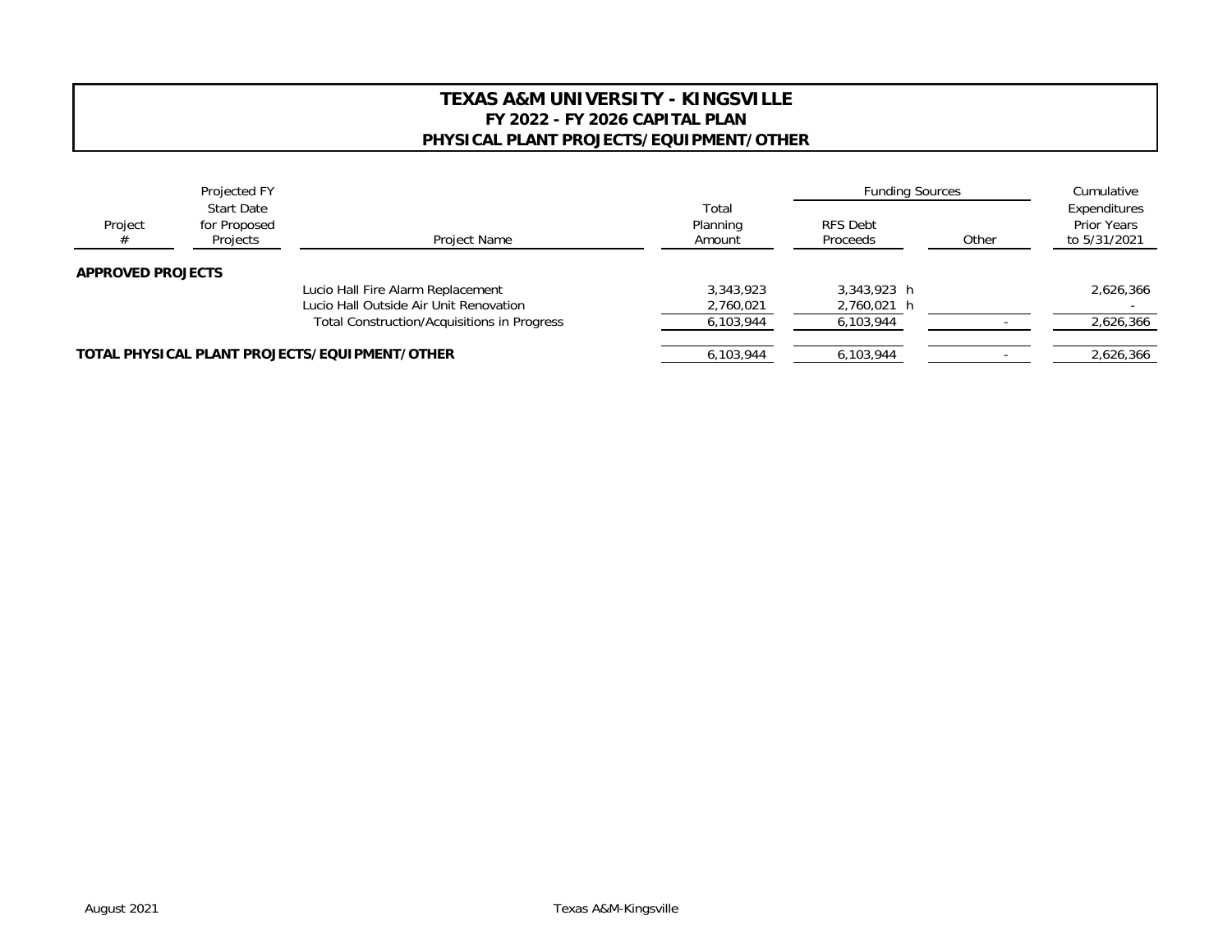# TEXAS A&M UNIVERSITY - KINGSVILLE
## FY 2022 - FY 2026 CAPITAL PLAN
## PHYSICAL PLANT PROJECTS/EQUIPMENT/OTHER

| Project # | Projected FY Start Date for Proposed Projects | Project Name | Total Planning Amount | Funding Sources | | Cumulative Expenditures Prior Years to 5/31/2021 |
|---|---|---|---|---|---|---|
| | | | | RFS Debt Proceeds | Other | |
| **APPROVED PROJECTS** | | | | | | |
| | | Lucio Hall Fire Alarm Replacement | 3,343,923 | 3,343,923 h | | 2,626,366 |
| | | Lucio Hall Outside Air Unit Renovation | 2,760,021 | 2,760,021 h | | - |
| | | Total Construction/Acquisitions in Progress | 6,103,944 | 6,103,944 | - | 2,626,366 |
| **TOTAL PHYSICAL PLANT PROJECTS/EQUIPMENT/OTHER** | | | 6,103,944 | 6,103,944 | - | 2,626,366 |

August 2021

Texas A&M-Kingsville